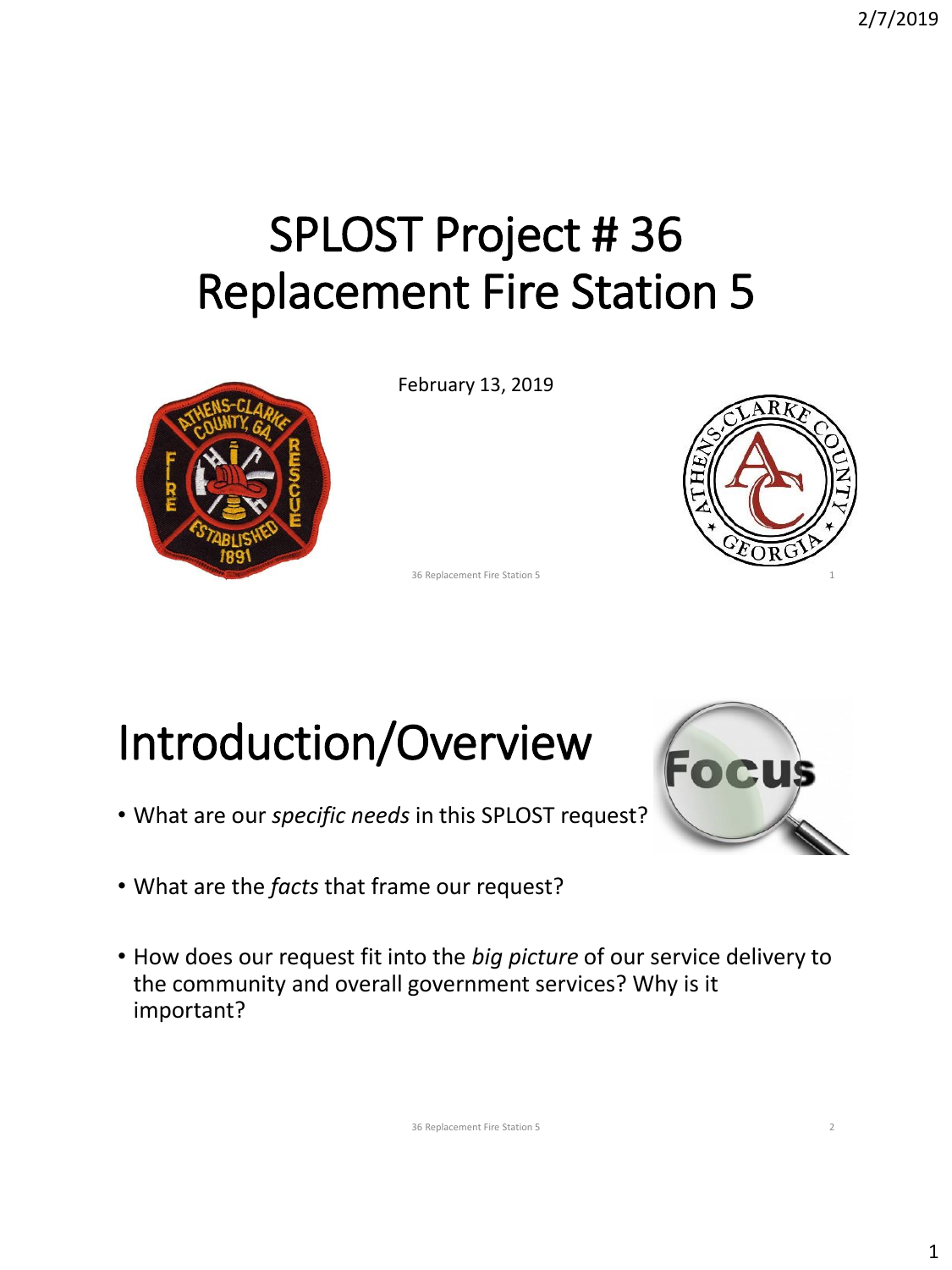# SPLOST Project # 36 Replacement Fire Station 5

February 13, 2019

## Introduction/Overview

- What are our *specific needs* in this SPLOST request?
- What are the *facts* that frame our request?
- How does our request fit into the *big picture* of our service delivery to the community and overall government services? Why is it important?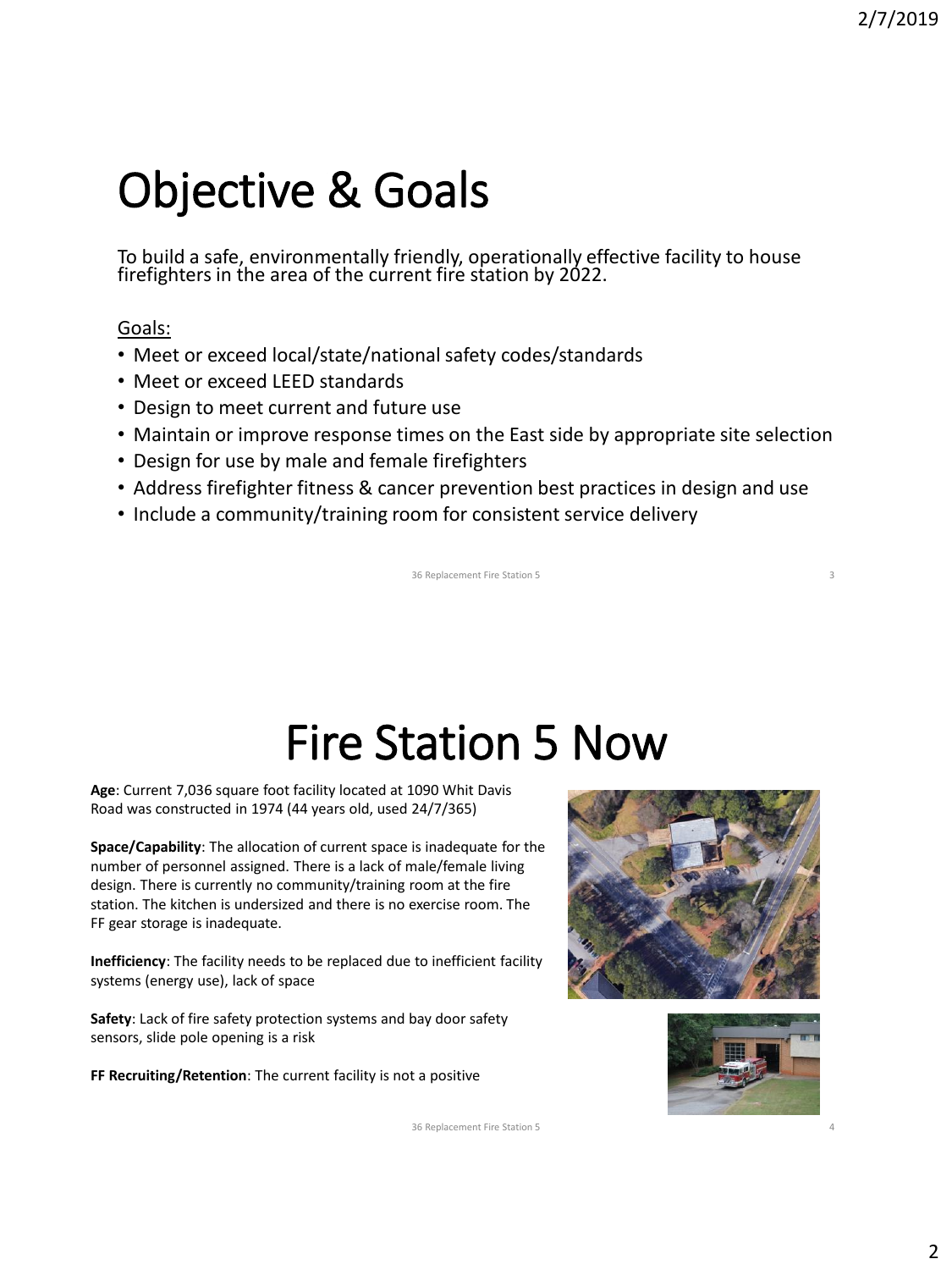# Objective & Goals

To build a safe, environmentally friendly, operationally effective facility to house firefighters in the area of the current fire station by 2022.

Goals:

- Meet or exceed local/state/national safety codes/standards
- Meet or exceed LEED standards
- Design to meet current and future use
- Maintain or improve response times on the East side by appropriate site selection
- Design for use by male and female firefighters
- Address firefighter fitness & cancer prevention best practices in design and use
- Include a community/training room for consistent service delivery

# Fire Station 5 Now

**Age**: Current 7,036 square foot facility located at 1090 Whit Davis Road was constructed in 1974 (44 years old, used 24/7/365)

**Space/Capability**: The allocation of current space is inadequate for the number of personnel assigned. There is a lack of male/female living design. There is currently no community/training room at the fire station. The kitchen is undersized and there is no exercise room. The FF gear storage is inadequate.

**Inefficiency**: The facility needs to be replaced due to inefficient facility systems (energy use), lack of space

**Safety**: Lack of fire safety protection systems and bay door safety sensors, slide pole opening is a risk

**FF Recruiting/Retention**: The current facility is not a positive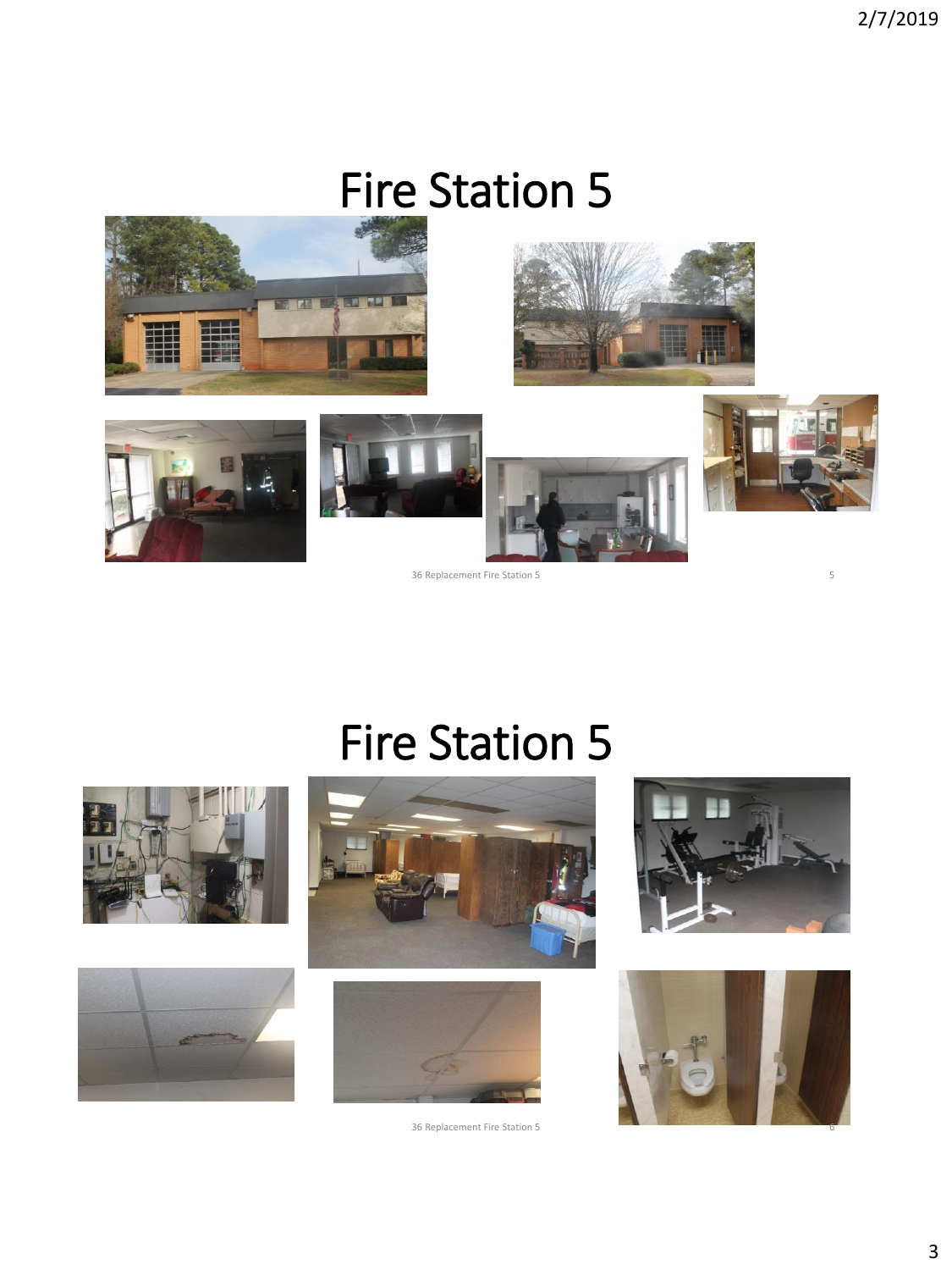# Fire Station 5

36 Replacement Fire Station 5

# Fire Station 5

36 Replacement Fire Station 5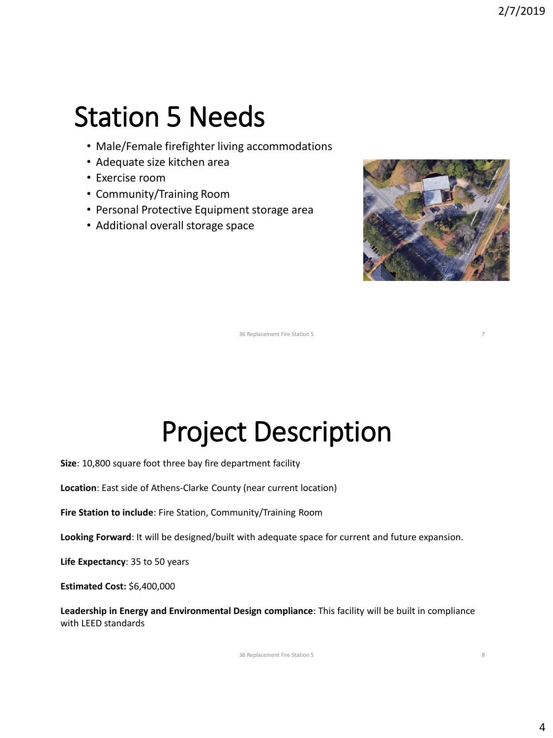# Station 5 Needs

- Male/Female firefighter living accommodations
- Adequate size kitchen area
- Exercise room
- Community/Training Room
- Personal Protective Equipment storage area
- Additional overall storage space

# Project Description

**Size**: 10,800 square foot three bay fire department facility

**Location**: East side of Athens-Clarke County (near current location)

**Fire Station to include**: Fire Station, Community/Training Room

**Looking Forward**: It will be designed/built with adequate space for current and future expansion.

**Life Expectancy**: 35 to 50 years

**Estimated Cost:** $6,400,000

**Leadership in Energy and Environmental Design compliance**: This facility will be built in compliance with LEED standards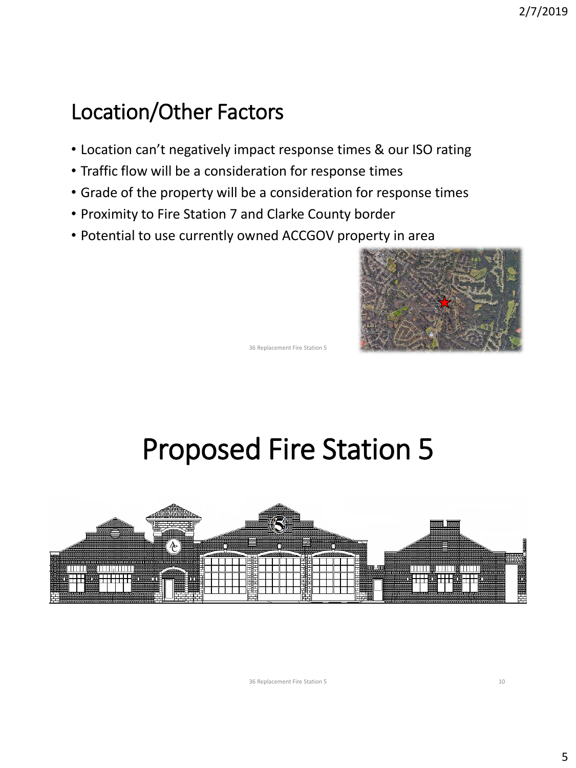## Location/Other Factors

- Location can't negatively impact response times & our ISO rating
- Traffic flow will be a consideration for response times
- Grade of the property will be a consideration for response times
- Proximity to Fire Station 7 and Clarke County border
- Potential to use currently owned ACCGOV property in area

## Proposed Fire Station 5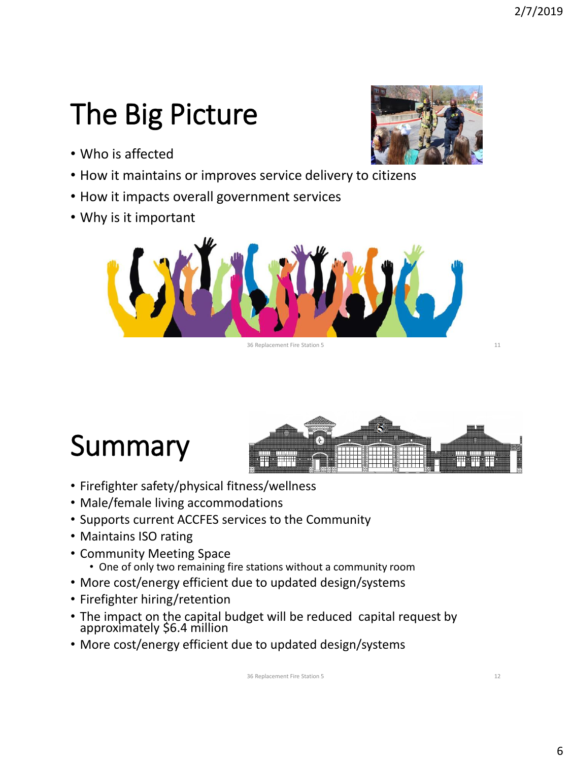# The Big Picture

- Who is affected
- How it maintains or improves service delivery to citizens
- How it impacts overall government services
- Why is it important

36 Replacement Fire Station 5

# Summary

- Firefighter safety/physical fitness/wellness
- Male/female living accommodations
- Supports current ACCFES services to the Community
- Maintains ISO rating
- Community Meeting Space
  - One of only two remaining fire stations without a community room
- More cost/energy efficient due to updated design/systems
- Firefighter hiring/retention
- The impact on the capital budget will be reduced capital request by approximately $6.4 million
- More cost/energy efficient due to updated design/systems

36 Replacement Fire Station 5